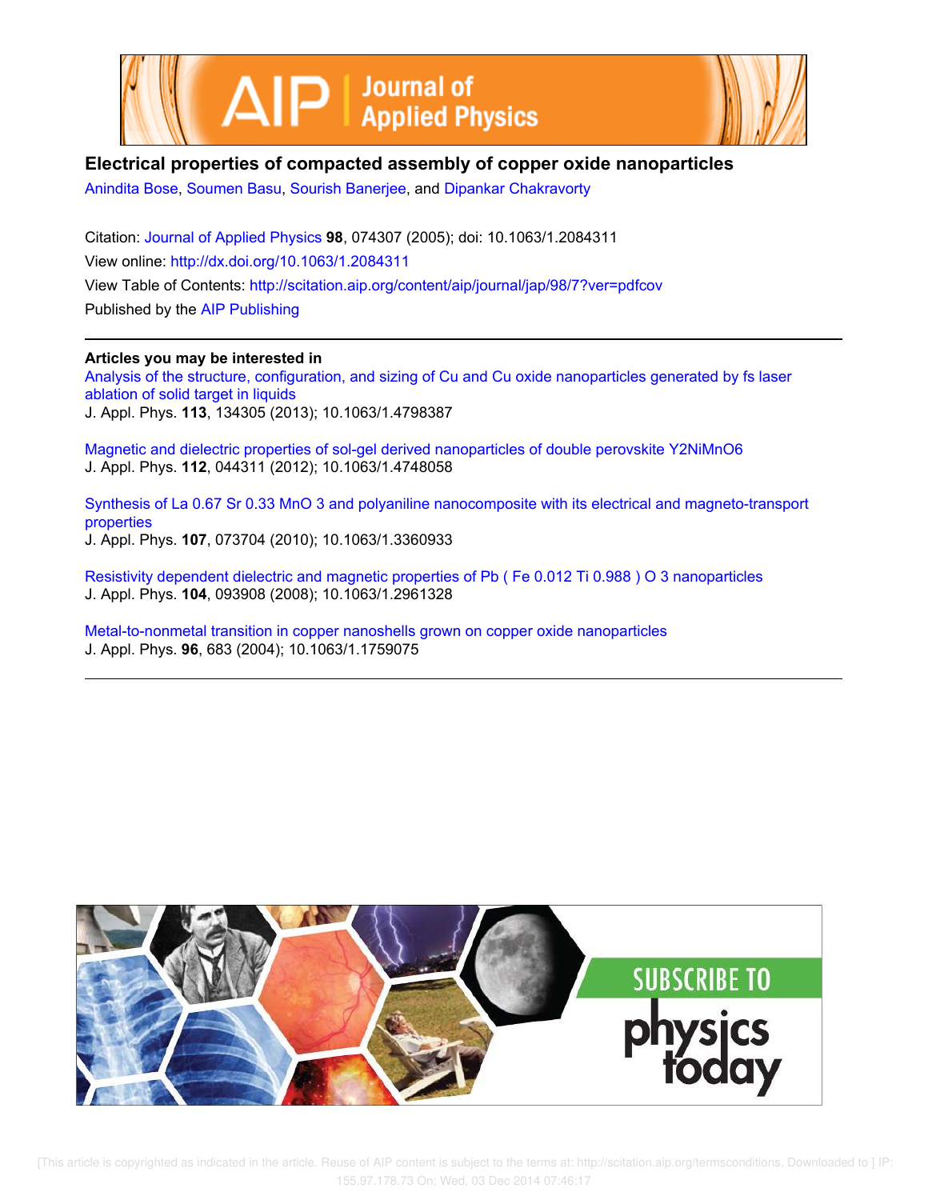# Electrical properties of compacted assembly of copper oxide nanoparticles

Anindita Bose, Soumen Basu, Sourish Banerjee, and Dipankar Chakravorty

Citation: Journal of Applied Physics **98**, 074307 (2005); doi: 10.1063/1.2084311

View online: http://dx.doi.org/10.1063/1.2084311

View Table of Contents: http://scitation.aip.org/content/aip/journal/jap/98/7?ver=pdfcov

Published by the AIP Publishing

---

**Articles you may be interested in**

Analysis of the structure, configuration, and sizing of Cu and Cu oxide nanoparticles generated by fs laser ablation of solid target in liquids
J. Appl. Phys. **113**, 134305 (2013); 10.1063/1.4798387

Magnetic and dielectric properties of sol-gel derived nanoparticles of double perovskite Y2NiMnO6
J. Appl. Phys. **112**, 044311 (2012); 10.1063/1.4748058

Synthesis of La 0.67 Sr 0.33 MnO 3 and polyaniline nanocomposite with its electrical and magneto-transport properties
J. Appl. Phys. **107**, 073704 (2010); 10.1063/1.3360933

Resistivity dependent dielectric and magnetic properties of Pb ( Fe 0.012 Ti 0.988 ) O 3 nanoparticles
J. Appl. Phys. **104**, 093908 (2008); 10.1063/1.2961328

Metal-to-nonmetal transition in copper nanoshells grown on copper oxide nanoparticles
J. Appl. Phys. **96**, 683 (2004); 10.1063/1.1759075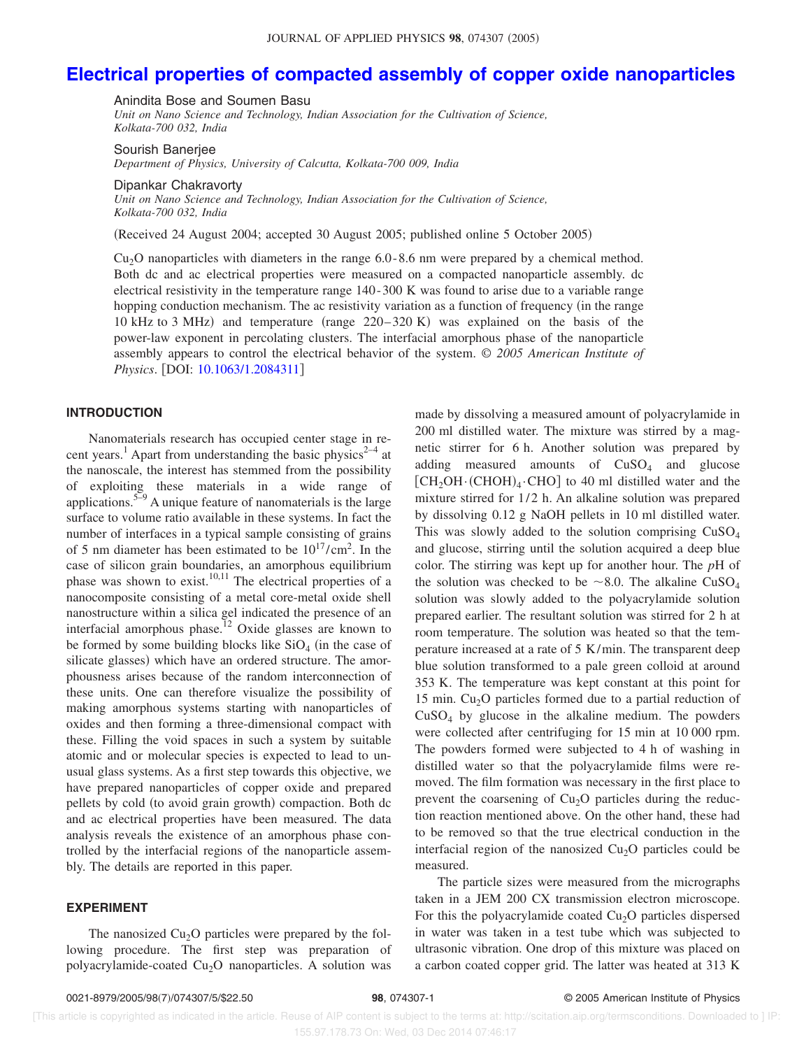# Electrical properties of compacted assembly of copper oxide nanoparticles

Anindita Bose and Soumen Basu
*Unit on Nano Science and Technology, Indian Association for the Cultivation of Science, Kolkata-700 032, India*

Sourish Banerjee
*Department of Physics, University of Calcutta, Kolkata-700 009, India*

Dipankar Chakravorty
*Unit on Nano Science and Technology, Indian Association for the Cultivation of Science, Kolkata-700 032, India*

(Received 24 August 2004; accepted 30 August 2005; published online 5 October 2005)

$Cu_2O$ nanoparticles with diameters in the range 6.0-8.6 nm were prepared by a chemical method. Both dc and ac electrical properties were measured on a compacted nanoparticle assembly. dc electrical resistivity in the temperature range 140-300 K was found to arise due to a variable range hopping conduction mechanism. The ac resistivity variation as a function of frequency (in the range 10 kHz to 3 MHz) and temperature (range 220–320 K) was explained on the basis of the power-law exponent in percolating clusters. The interfacial amorphous phase of the nanoparticle assembly appears to control the electrical behavior of the system. © *2005 American Institute of Physics*. [DOI: 10.1063/1.2084311]

## INTRODUCTION

Nanomaterials research has occupied center stage in recent years.[1] Apart from understanding the basic physics[2–4] at the nanoscale, the interest has stemmed from the possibility of exploiting these materials in a wide range of applications.[5–9] A unique feature of nanomaterials is the large surface to volume ratio available in these systems. In fact the number of interfaces in a typical sample consisting of grains of 5 nm diameter has been estimated to be $10^{17}/\text{cm}^2$. In the case of silicon grain boundaries, an amorphous equilibrium phase was shown to exist.[10,11] The electrical properties of a nanocomposite consisting of a metal core-metal oxide shell nanostructure within a silica gel indicated the presence of an interfacial amorphous phase.[12] Oxide glasses are known to be formed by some building blocks like $SiO_4$ (in the case of silicate glasses) which have an ordered structure. The amorphousness arises because of the random interconnection of these units. One can therefore visualize the possibility of making amorphous systems starting with nanoparticles of oxides and then forming a three-dimensional compact with these. Filling the void spaces in such a system by suitable atomic and or molecular species is expected to lead to unusual glass systems. As a first step towards this objective, we have prepared nanoparticles of copper oxide and prepared pellets by cold (to avoid grain growth) compaction. Both dc and ac electrical properties have been measured. The data analysis reveals the existence of an amorphous phase controlled by the interfacial regions of the nanoparticle assembly. The details are reported in this paper.

## EXPERIMENT

The nanosized $Cu_2O$ particles were prepared by the following procedure. The first step was preparation of polyacrylamide-coated $Cu_2O$ nanoparticles. A solution was made by dissolving a measured amount of polyacrylamide in 200 ml distilled water. The mixture was stirred by a magnetic stirrer for 6 h. Another solution was prepared by adding measured amounts of $CuSO_4$ and glucose [$CH_2OH\cdot(CHOH)_4\cdot CHO$] to 40 ml distilled water and the mixture stirred for 1/2 h. An alkaline solution was prepared by dissolving 0.12 g NaOH pellets in 10 ml distilled water. This was slowly added to the solution comprising $CuSO_4$ and glucose, stirring until the solution acquired a deep blue color. The stirring was kept up for another hour. The *p*H of the solution was checked to be ~8.0. The alkaline $CuSO_4$ solution was slowly added to the polyacrylamide solution prepared earlier. The resultant solution was stirred for 2 h at room temperature. The solution was heated so that the temperature increased at a rate of 5 K/min. The transparent deep blue solution transformed to a pale green colloid at around 353 K. The temperature was kept constant at this point for 15 min. $Cu_2O$ particles formed due to a partial reduction of $CuSO_4$ by glucose in the alkaline medium. The powders were collected after centrifuging for 15 min at 10 000 rpm. The powders formed were subjected to 4 h of washing in distilled water so that the polyacrylamide films were removed. The film formation was necessary in the first place to prevent the coarsening of $Cu_2O$ particles during the reduction reaction mentioned above. On the other hand, these had to be removed so that the true electrical conduction in the interfacial region of the nanosized $Cu_2O$ particles could be measured.

The particle sizes were measured from the micrographs taken in a JEM 200 CX transmission electron microscope. For this the polyacrylamide coated $Cu_2O$ particles dispersed in water was taken in a test tube which was subjected to ultrasonic vibration. One drop of this mixture was placed on a carbon coated copper grid. The latter was heated at 313 K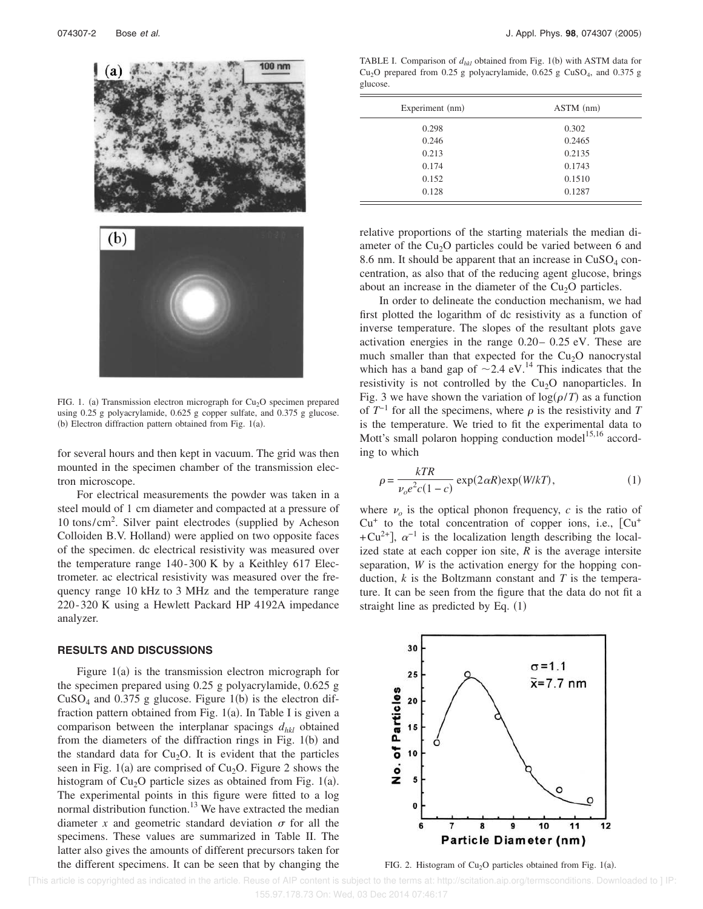FIG. 1. (a) Transmission electron micrograph for $Cu_2O$ specimen prepared using 0.25 g polyacrylamide, 0.625 g copper sulfate, and 0.375 g glucose. (b) Electron diffraction pattern obtained from Fig. 1(a).

for several hours and then kept in vacuum. The grid was then mounted in the specimen chamber of the transmission electron microscope.

For electrical measurements the powder was taken in a steel mould of 1 cm diameter and compacted at a pressure of 10 tons/cm$^2$. Silver paint electrodes (supplied by Acheson Colloiden B.V. Holland) were applied on two opposite faces of the specimen. dc electrical resistivity was measured over the temperature range 140-300 K by a Keithley 617 Electrometer. ac electrical resistivity was measured over the frequency range 10 kHz to 3 MHz and the temperature range 220-320 K using a Hewlett Packard HP 4192A impedance analyzer.

## RESULTS AND DISCUSSIONS

Figure 1(a) is the transmission electron micrograph for the specimen prepared using 0.25 g polyacrylamide, 0.625 g $CuSO_4$ and 0.375 g glucose. Figure 1(b) is the electron diffraction pattern obtained from Fig. 1(a). In Table I is given a comparison between the interplanar spacings $d_{hkl}$ obtained from the diameters of the diffraction rings in Fig. 1(b) and the standard data for $Cu_2O$. It is evident that the particles seen in Fig. 1(a) are comprised of $Cu_2O$. Figure 2 shows the histogram of $Cu_2O$ particle sizes as obtained from Fig. 1(a). The experimental points in this figure were fitted to a log normal distribution function.[13] We have extracted the median diameter $x$ and geometric standard deviation $\sigma$ for all the specimens. These values are summarized in Table II. The latter also gives the amounts of different precursors taken for the different specimens. It can be seen that by changing the relative proportions of the starting materials the median diameter of the $Cu_2O$ particles could be varied between 6 and 8.6 nm. It should be apparent that an increase in $CuSO_4$ concentration, as also that of the reducing agent glucose, brings about an increase in the diameter of the $Cu_2O$ particles.

TABLE I. Comparison of $d_{hkl}$ obtained from Fig. 1(b) with ASTM data for $Cu_2O$ prepared from 0.25 g polyacrylamide, 0.625 g $CuSO_4$, and 0.375 g glucose.

| Experiment (nm) | ASTM (nm) |
|---|---|
| 0.298 | 0.302 |
| 0.246 | 0.2465 |
| 0.213 | 0.2135 |
| 0.174 | 0.1743 |
| 0.152 | 0.1510 |
| 0.128 | 0.1287 |

In order to delineate the conduction mechanism, we had first plotted the logarithm of dc resistivity as a function of inverse temperature. The slopes of the resultant plots gave activation energies in the range 0.20– 0.25 eV. These are much smaller than that expected for the $Cu_2O$ nanocrystal which has a band gap of ~2.4 eV.[14] This indicates that the resistivity is not controlled by the $Cu_2O$ nanoparticles. In Fig. 3 we have shown the variation of $\log(\rho/T)$ as a function of $T^{-1}$ for all the specimens, where $\rho$ is the resistivity and $T$ is the temperature. We tried to fit the experimental data to Mott's small polaron hopping conduction model[15,16] according to which

$$\rho = \frac{kTR}{\nu_o e^2 c(1-c)} \exp(2\alpha R)\exp(W/kT), \tag{1}$$

where $\nu_o$ is the optical phonon frequency, $c$ is the ratio of $Cu^+$ to the total concentration of copper ions, i.e., $[Cu^+ + Cu^{2+}]$, $\alpha^{-1}$ is the localization length describing the localized state at each copper ion site, $R$ is the average intersite separation, $W$ is the activation energy for the hopping conduction, $k$ is the Boltzmann constant and $T$ is the temperature. It can be seen from the figure that the data do not fit a straight line as predicted by Eq. (1)

FIG. 2. Histogram of $Cu_2O$ particles obtained from Fig. 1(a).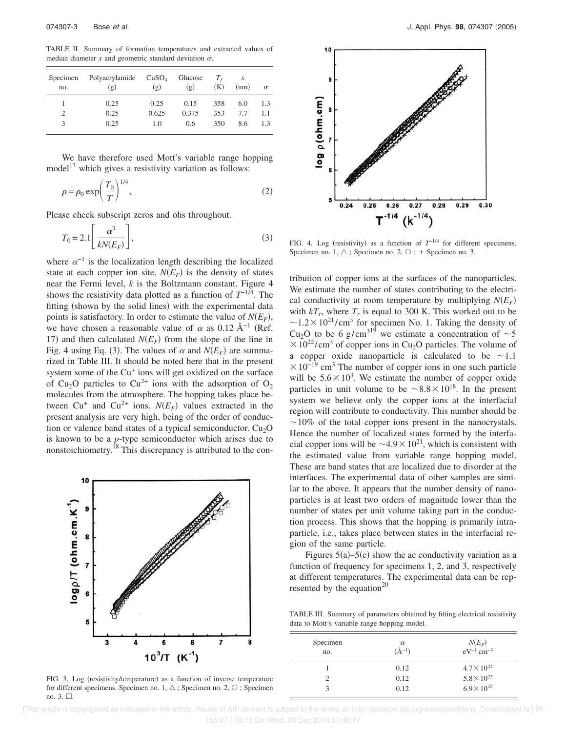TABLE II. Summary of formation temperatures and extracted values of median diameter $x$ and geometric standard deviation $\sigma$.

| Specimen no. | Polyacrylamide (g) | $CuSO_4$ (g) | Glucose (g) | $T_f$ (K) | $x$ (nm) | $\sigma$ |
|---|---|---|---|---|---|---|
| 1 | 0.25 | 0.25 | 0.15 | 358 | 6.0 | 1.3 |
| 2 | 0.25 | 0.625 | 0.375 | 353 | 7.7 | 1.1 |
| 3 | 0.25 | 1.0 | 0.6 | 350 | 8.6 | 1.3 |

We have therefore used Mott's variable range hopping model[17] which gives a resistivity variation as follows:

$$\rho = \rho_0 \exp\left(\frac{T_0}{T}\right)^{1/4}, \tag{2}$$

Please check subscript zeros and ohs throughout.

$$T_0 = 2.1\left[\frac{\alpha^3}{kN(E_F)}\right], \tag{3}$$

where $\alpha^{-1}$ is the localization length describing the localized state at each copper ion site, $N(E_F)$ is the density of states near the Fermi level, $k$ is the Boltzmann constant. Figure 4 shows the resistivity data plotted as a function of $T^{-1/4}$. The fitting (shown by the solid lines) with the experimental data points is satisfactory. In order to estimate the value of $N(E_F)$, we have chosen a reasonable value of $\alpha$ as 0.12 Å$^{-1}$ (Ref. 17) and then calculated $N(E_F)$ from the slope of the line in Fig. 4 using Eq. (3). The values of $\alpha$ and $N(E_F)$ are summarized in Table III. It should be noted here that in the present system some of the $Cu^{+}$ ions will get oxidized on the surface of $Cu_2O$ particles to $Cu^{2+}$ ions with the adsorption of $O_2$ molecules from the atmosphere. The hopping takes place between $Cu^{+}$ and $Cu^{2+}$ ions. $N(E_F)$ values extracted in the present analysis are very high, being of the order of conduction or valence band states of a typical semiconductor. $Cu_2O$ is known to be a $p$-type semiconductor which arises due to nonstoichiometry.[18] This discrepancy is attributed to the contribution of copper ions at the surfaces of the nanoparticles. We estimate the number of states contributing to the electrical conductivity at room temperature by multiplying $N(E_F)$ with $kT_r$, where $T_r$ is equal to 300 K. This worked out to be $\sim 1.2\times 10^{21}/\text{cm}^3$ for specimen No. 1. Taking the density of $Cu_2O$ to be 6 g/cm$^3$[19] we estimate a concentration of $\sim 5\times 10^{22}/\text{cm}^3$ of copper ions in $Cu_2O$ particles. The volume of a copper oxide nanoparticle is calculated to be $\sim 1.1\times 10^{-19}$ cm$^3$ The number of copper ions in one such particle will be $5.6\times 10^3$. We estimate the number of copper oxide particles in unit volume to be $\sim 8.8\times 10^{18}$. In the present system we believe only the copper ions at the interfacial region will contribute to conductivity. This number should be $\sim$10% of the total copper ions present in the nanocrystals. Hence the number of localized states formed by the interfacial copper ions will be $\sim 4.9\times 10^{21}$, which is consistent with the estimated value from variable range hopping model. These are band states that are localized due to disorder at the interfaces. The experimental data of other samples are similar to the above. It appears that the number density of nanoparticles is at least two orders of magnitude lower than the number of states per unit volume taking part in the conduction process. This shows that the hopping is primarily intraparticle, i.e., takes place between states in the interfacial region of the same particle.

FIG. 4. Log (resistivity) as a function of $T^{-1/4}$ for different specimens. Specimen no. 1, △ ; Specimen no. 2, ○ ; + Specimen no. 3.

FIG. 3. Log (resistivity/temperature) as a function of inverse temperature for different specimens. Specimen no. 1, △ ; Specimen no. 2, ○ ; Specimen no. 3. □.

Figures 5(a)–5(c) show the ac conductivity variation as a function of frequency for specimens 1, 2, and 3, respectively at different temperatures. The experimental data can be represented by the equation[20]

TABLE III. Summary of parameters obtained by fitting electrical resistivity data to Mott's variable range hopping model.

| Specimen no. | $\alpha$ (Å$^{-1}$) | $N(E_F)$ eV$^{-1}$ cm$^{-3}$ |
|---|---|---|
| 1 | 0.12 | $4.7\times 10^{22}$ |
| 2 | 0.12 | $5.8\times 10^{22}$ |
| 3 | 0.12 | $6.9\times 10^{22}$ |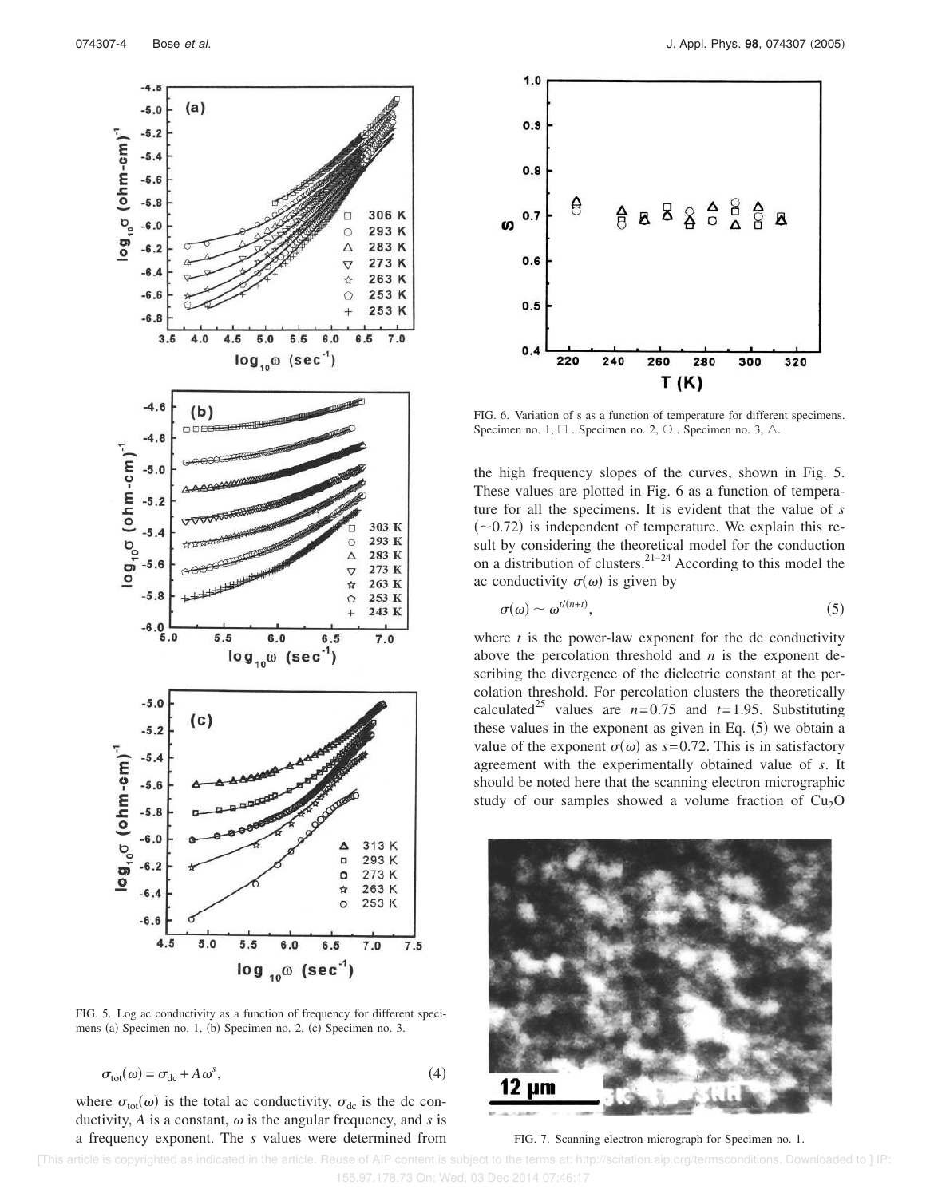FIG. 5. Log ac conductivity as a function of frequency for different specimens (a) Specimen no. 1, (b) Specimen no. 2, (c) Specimen no. 3.

$$\sigma_{\text{tot}}(\omega) = \sigma_{\text{dc}} + A\omega^{s}, \tag{4}$$

where $\sigma_{\text{tot}}(\omega)$ is the total ac conductivity, $\sigma_{\text{dc}}$ is the dc conductivity, $A$ is a constant, $\omega$ is the angular frequency, and $s$ is a frequency exponent. The $s$ values were determined from the high frequency slopes of the curves, shown in Fig. 5. These values are plotted in Fig. 6 as a function of temperature for all the specimens. It is evident that the value of $s$ ($\sim 0.72$) is independent of temperature. We explain this result by considering the theoretical model for the conduction on a distribution of clusters.[21–24] According to this model the ac conductivity $\sigma(\omega)$ is given by

$$\sigma(\omega) \sim \omega^{t/(n+t)}, \tag{5}$$

where $t$ is the power-law exponent for the dc conductivity above the percolation threshold and $n$ is the exponent describing the divergence of the dielectric constant at the percolation threshold. For percolation clusters the theoretically calculated[25] values are $n=0.75$ and $t=1.95$. Substituting these values in the exponent as given in Eq. (5) we obtain a value of the exponent $\sigma(\omega)$ as $s=0.72$. This is in satisfactory agreement with the experimentally obtained value of $s$. It should be noted here that the scanning electron micrographic study of our samples showed a volume fraction of $Cu_2O$

FIG. 6. Variation of s as a function of temperature for different specimens. Specimen no. 1, □ . Specimen no. 2, ○ . Specimen no. 3, △.

FIG. 7. Scanning electron micrograph for Specimen no. 1.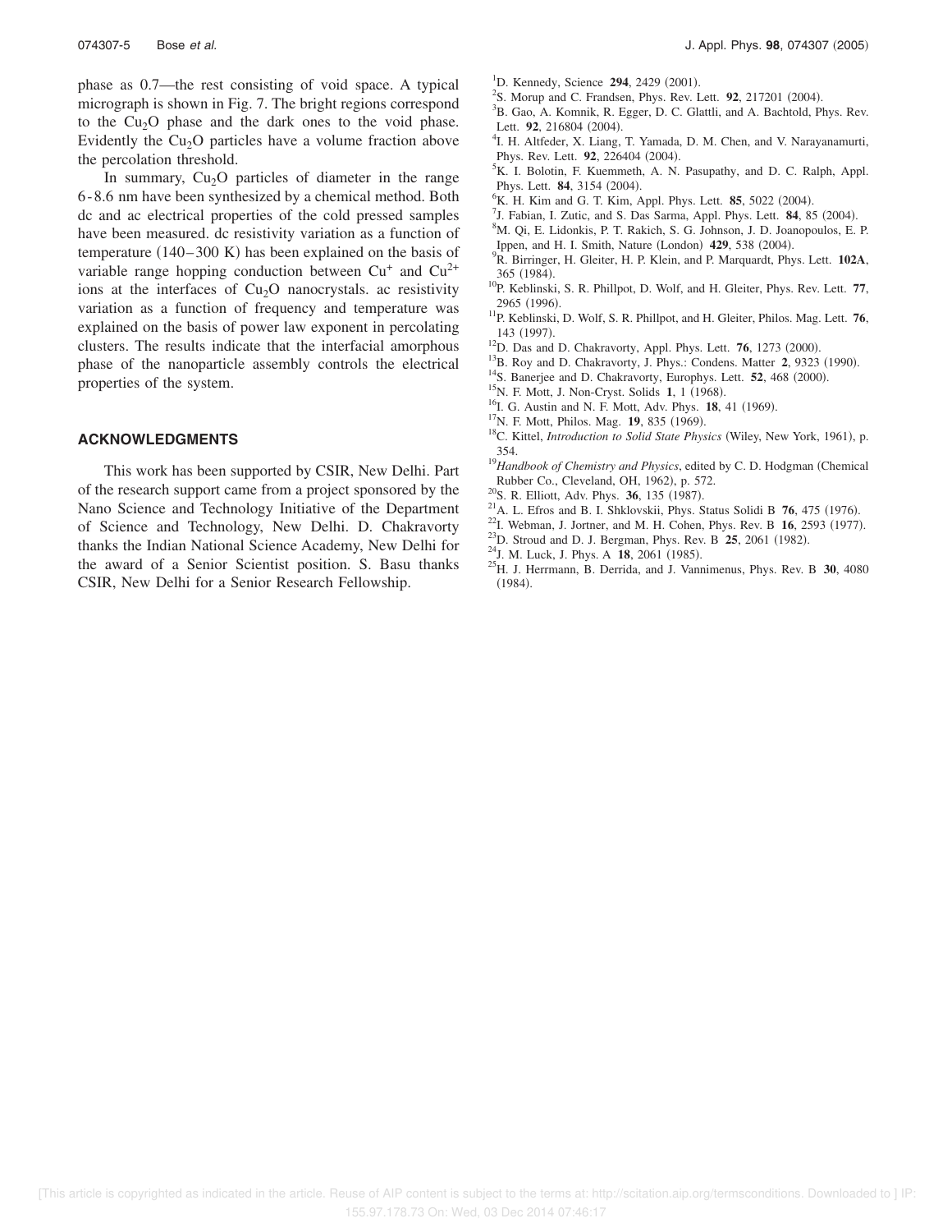phase as 0.7—the rest consisting of void space. A typical micrograph is shown in Fig. 7. The bright regions correspond to the $Cu_2O$ phase and the dark ones to the void phase. Evidently the $Cu_2O$ particles have a volume fraction above the percolation threshold.

In summary, $Cu_2O$ particles of diameter in the range 6-8.6 nm have been synthesized by a chemical method. Both dc and ac electrical properties of the cold pressed samples have been measured. dc resistivity variation as a function of temperature (140–300 K) has been explained on the basis of variable range hopping conduction between $Cu^{+}$ and $Cu^{2+}$ ions at the interfaces of $Cu_2O$ nanocrystals. ac resistivity variation as a function of frequency and temperature was explained on the basis of power law exponent in percolating clusters. The results indicate that the interfacial amorphous phase of the nanoparticle assembly controls the electrical properties of the system.

## ACKNOWLEDGMENTS

This work has been supported by CSIR, New Delhi. Part of the research support came from a project sponsored by the Nano Science and Technology Initiative of the Department of Science and Technology, New Delhi. D. Chakravorty thanks the Indian National Science Academy, New Delhi for the award of a Senior Scientist position. S. Basu thanks CSIR, New Delhi for a Senior Research Fellowship.

[1] D. Kennedy, Science **294**, 2429 (2001).
[2] S. Morup and C. Frandsen, Phys. Rev. Lett. **92**, 217201 (2004).
[3] B. Gao, A. Komnik, R. Egger, D. C. Glattli, and A. Bachtold, Phys. Rev. Lett. **92**, 216804 (2004).
[4] I. H. Altfeder, X. Liang, T. Yamada, D. M. Chen, and V. Narayanamurti, Phys. Rev. Lett. **92**, 226404 (2004).
[5] K. I. Bolotin, F. Kuemmeth, A. N. Pasupathy, and D. C. Ralph, Appl. Phys. Lett. **84**, 3154 (2004).
[6] K. H. Kim and G. T. Kim, Appl. Phys. Lett. **85**, 5022 (2004).
[7] J. Fabian, I. Zutic, and S. Das Sarma, Appl. Phys. Lett. **84**, 85 (2004).
[8] M. Qi, E. Lidonkis, P. T. Rakich, S. G. Johnson, J. D. Joanopoulos, E. P. Ippen, and H. I. Smith, Nature (London) **429**, 538 (2004).
[9] R. Birringer, H. Gleiter, H. P. Klein, and P. Marquardt, Phys. Lett. **102A**, 365 (1984).
[10] P. Keblinski, S. R. Phillpot, D. Wolf, and H. Gleiter, Phys. Rev. Lett. **77**, 2965 (1996).
[11] P. Keblinski, D. Wolf, S. R. Phillpot, and H. Gleiter, Philos. Mag. Lett. **76**, 143 (1997).
[12] D. Das and D. Chakravorty, Appl. Phys. Lett. **76**, 1273 (2000).
[13] B. Roy and D. Chakravorty, J. Phys.: Condens. Matter **2**, 9323 (1990).
[14] S. Banerjee and D. Chakravorty, Europhys. Lett. **52**, 468 (2000).
[15] N. F. Mott, J. Non-Cryst. Solids **1**, 1 (1968).
[16] I. G. Austin and N. F. Mott, Adv. Phys. **18**, 41 (1969).
[17] N. F. Mott, Philos. Mag. **19**, 835 (1969).
[18] C. Kittel, *Introduction to Solid State Physics* (Wiley, New York, 1961), p. 354.
[19] *Handbook of Chemistry and Physics*, edited by C. D. Hodgman (Chemical Rubber Co., Cleveland, OH, 1962), p. 572.
[20] S. R. Elliott, Adv. Phys. **36**, 135 (1987).
[21] A. L. Efros and B. I. Shklovskii, Phys. Status Solidi B **76**, 475 (1976).
[22] I. Webman, J. Jortner, and M. H. Cohen, Phys. Rev. B **16**, 2593 (1977).
[23] D. Stroud and D. J. Bergman, Phys. Rev. B **25**, 2061 (1982).
[24] J. M. Luck, J. Phys. A **18**, 2061 (1985).
[25] H. J. Herrmann, B. Derrida, and J. Vannimenus, Phys. Rev. B **30**, 4080 (1984).